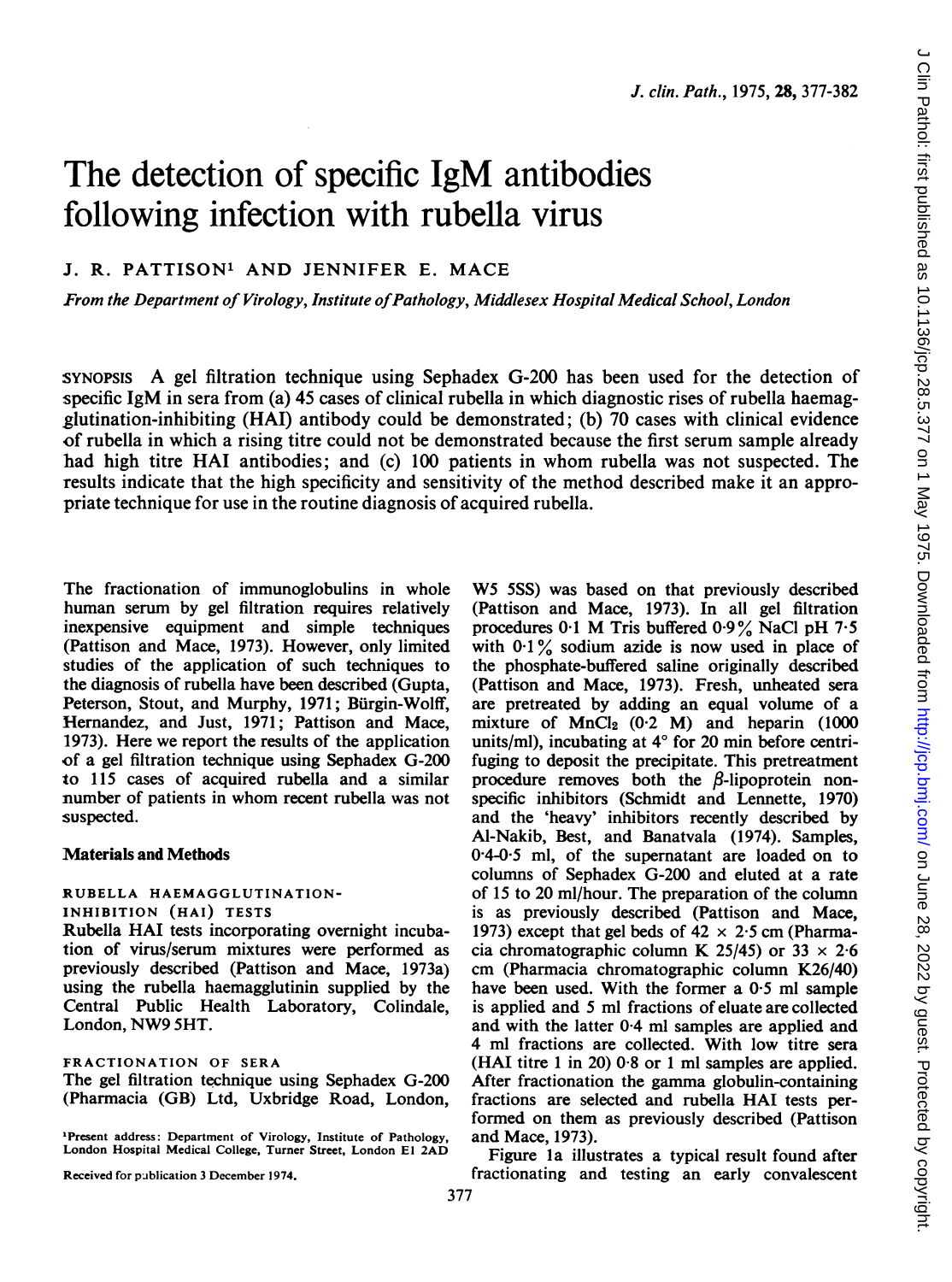# The detection of specific IgM antibodies following infection with rubella virus

J. R. PATTISON[1] AND JENNIFER E. MACE

*From the Department of Virology, Institute of Pathology, Middlesex Hospital Medical School, London*

SYNOPSIS A gel filtration technique using Sephadex G-200 has been used for the detection of specific IgM in sera from (a) 45 cases of clinical rubella in which diagnostic rises of rubella haemagglutination-inhibiting (HAI) antibody could be demonstrated; (b) 70 cases with clinical evidence of rubella in which a rising titre could not be demonstrated because the first serum sample already had high titre HAI antibodies; and (c) 100 patients in whom rubella was not suspected. The results indicate that the high specificity and sensitivity of the method described make it an appropriate technique for use in the routine diagnosis of acquired rubella.

The fractionation of immunoglobulins in whole human serum by gel filtration requires relatively inexpensive equipment and simple techniques (Pattison and Mace, 1973). However, only limited studies of the application of such techniques to the diagnosis of rubella have been described (Gupta, Peterson, Stout, and Murphy, 1971; Bürgin-Wolff, Hernandez, and Just, 1971; Pattison and Mace, 1973). Here we report the results of the application of a gel filtration technique using Sephadex G-200 to 115 cases of acquired rubella and a similar number of patients in whom recent rubella was not suspected.

## Materials and Methods

### RUBELLA HAEMAGGLUTINATION-INHIBITION (HAI) TESTS

Rubella HAI tests incorporating overnight incubation of virus/serum mixtures were performed as previously described (Pattison and Mace, 1973a) using the rubella haemagglutinin supplied by the Central Public Health Laboratory, Colindale, London, NW9 5HT.

### FRACTIONATION OF SERA

The gel filtration technique using Sephadex G-200 (Pharmacia (GB) Ltd, Uxbridge Road, London, W5 5SS) was based on that previously described (Pattison and Mace, 1973). In all gel filtration procedures 0·1 M Tris buffered 0·9% NaCl pH 7·5 with 0·1% sodium azide is now used in place of the phosphate-buffered saline originally described (Pattison and Mace, 1973). Fresh, unheated sera are pretreated by adding an equal volume of a mixture of $MnCl_2$ (0·2 M) and heparin (1000 units/ml), incubating at 4° for 20 min before centrifuging to deposit the precipitate. This pretreatment procedure removes both the $\beta$-lipoprotein non-specific inhibitors (Schmidt and Lennette, 1970) and the 'heavy' inhibitors recently described by Al-Nakib, Best, and Banatvala (1974). Samples, 0·4-0·5 ml, of the supernatant are loaded on to columns of Sephadex G-200 and eluted at a rate of 15 to 20 ml/hour. The preparation of the column is as previously described (Pattison and Mace, 1973) except that gel beds of 42 × 2·5 cm (Pharmacia chromatographic column K 25/45) or 33 × 2·6 cm (Pharmacia chromatographic column K26/40) have been used. With the former a 0·5 ml sample is applied and 5 ml fractions of eluate are collected and with the latter 0·4 ml samples are applied and 4 ml fractions are collected. With low titre sera (HAI titre 1 in 20) 0·8 or 1 ml samples are applied. After fractionation the gamma globulin-containing fractions are selected and rubella HAI tests performed on them as previously described (Pattison and Mace, 1973).

Figure 1a illustrates a typical result found after fractionating and testing an early convalescent

[1]Present address: Department of Virology, Institute of Pathology, London Hospital Medical College, Turner Street, London E1 2AD

Received for publication 3 December 1974.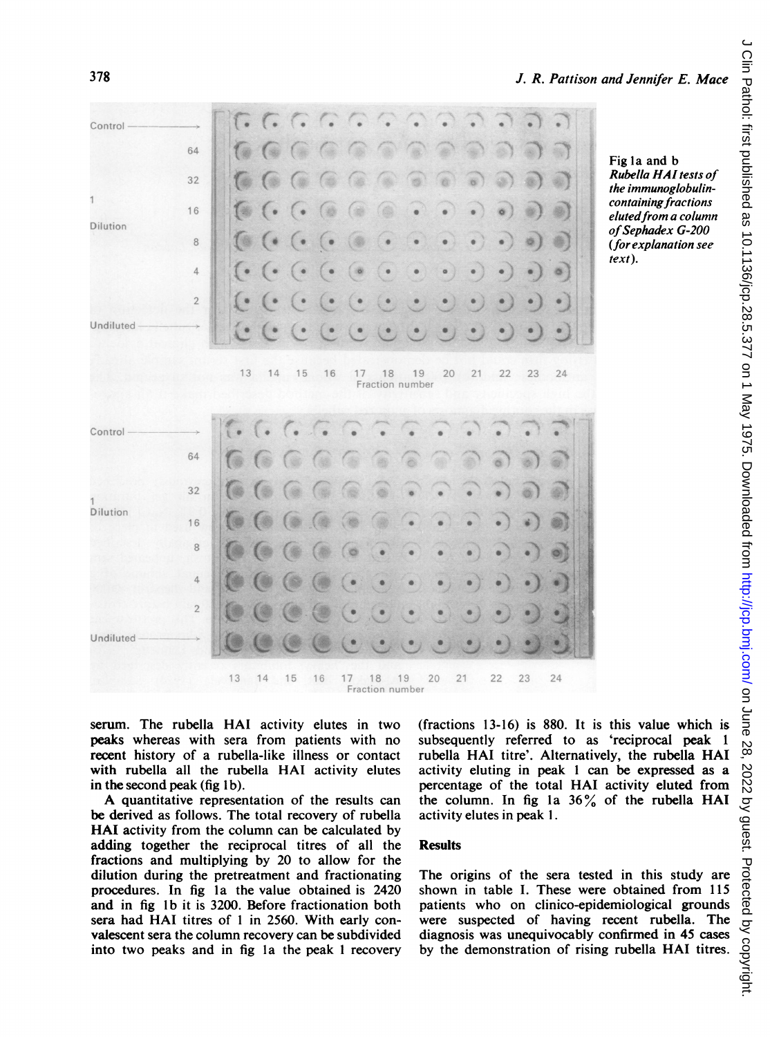Fig 1a and b *Rubella HAI tests of the immunoglobulin-containing fractions eluted from a column of Sephadex G-200 (for explanation see text).*

serum. The rubella HAI activity elutes in two peaks whereas with sera from patients with no recent history of a rubella-like illness or contact with rubella all the rubella HAI activity elutes in the second peak (fig 1b).

A quantitative representation of the results can be derived as follows. The total recovery of rubella HAI activity from the column can be calculated by adding together the reciprocal titres of all the fractions and multiplying by 20 to allow for the dilution during the pretreatment and fractionating procedures. In fig 1a the value obtained is 2420 and in fig 1b it is 3200. Before fractionation both sera had HAI titres of 1 in 2560. With early convalescent sera the column recovery can be subdivided into two peaks and in fig 1a the peak 1 recovery (fractions 13-16) is 880. It is this value which is subsequently referred to as 'reciprocal peak 1 rubella HAI titre'. Alternatively, the rubella HAI activity eluting in peak 1 can be expressed as a percentage of the total HAI activity eluted from the column. In fig 1a 36% of the rubella HAI activity elutes in peak 1.

## Results

The origins of the sera tested in this study are shown in table I. These were obtained from 115 patients who on clinico-epidemiological grounds were suspected of having recent rubella. The diagnosis was unequivocably confirmed in 45 cases by the demonstration of rising rubella HAI titres.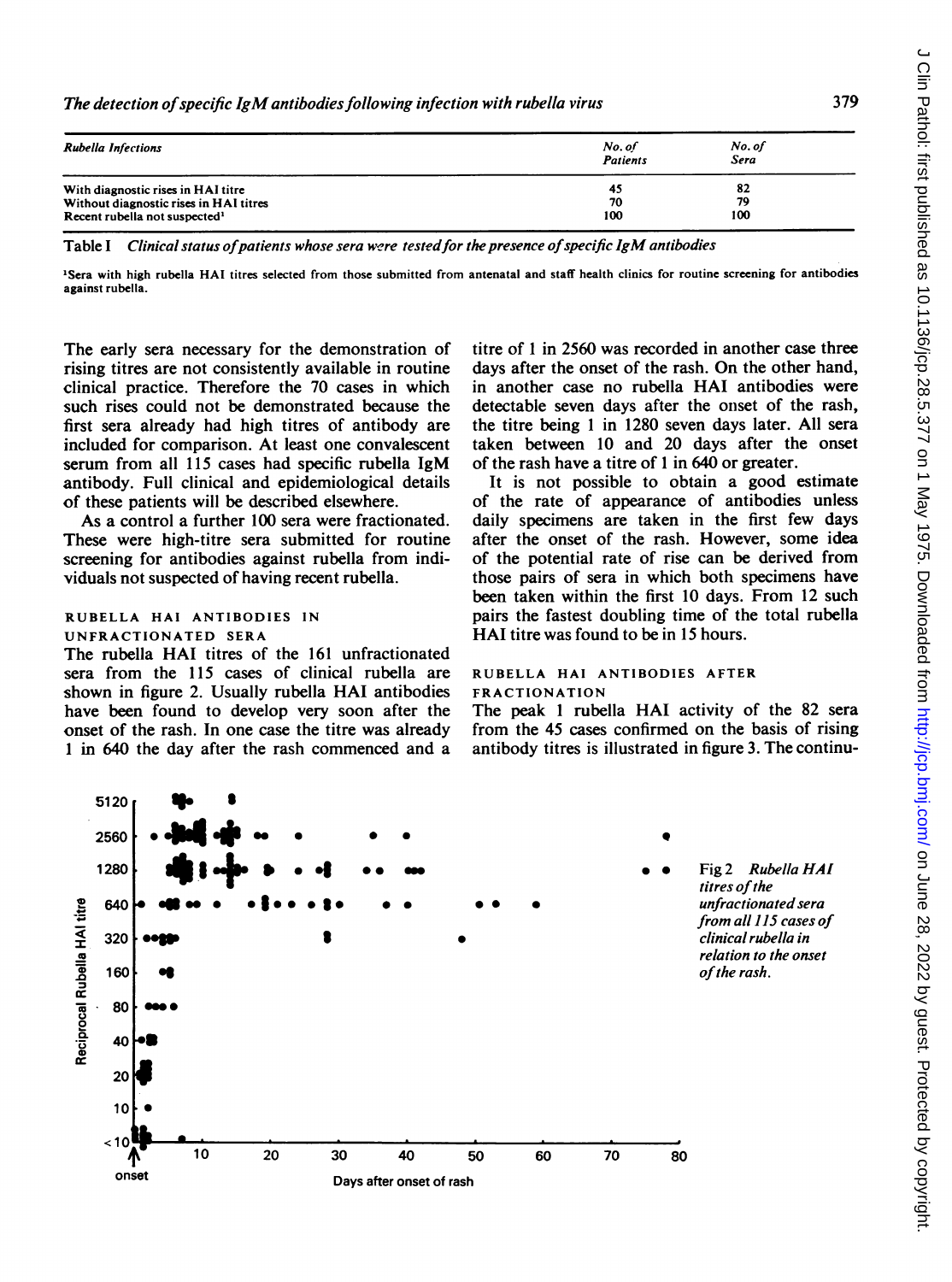| Rubella Infections | No. of Patients | No. of Sera |
|---|---|---|
| With diagnostic rises in HAI titre | 45 | 82 |
| Without diagnostic rises in HAI titres | 70 | 79 |
| Recent rubella not suspected[1] | 100 | 100 |

Table I *Clinical status of patients whose sera were tested for the presence of specific IgM antibodies*

[1]Sera with high rubella HAI titres selected from those submitted from antenatal and staff health clinics for routine screening for antibodies against rubella.

The early sera necessary for the demonstration of rising titres are not consistently available in routine clinical practice. Therefore the 70 cases in which such rises could not be demonstrated because the first sera already had high titres of antibody are included for comparison. At least one convalescent serum from all 115 cases had specific rubella IgM antibody. Full clinical and epidemiological details of these patients will be described elsewhere.

As a control a further 100 sera were fractionated. These were high-titre sera submitted for routine screening for antibodies against rubella from individuals not suspected of having recent rubella.

### RUBELLA HAI ANTIBODIES IN UNFRACTIONATED SERA

The rubella HAI titres of the 161 unfractionated sera from the 115 cases of clinical rubella are shown in figure 2. Usually rubella HAI antibodies have been found to develop very soon after the onset of the rash. In one case the titre was already 1 in 640 the day after the rash commenced and a titre of 1 in 2560 was recorded in another case three days after the onset of the rash. On the other hand, in another case no rubella HAI antibodies were detectable seven days after the onset of the rash, the titre being 1 in 1280 seven days later. All sera taken between 10 and 20 days after the onset of the rash have a titre of 1 in 640 or greater.

It is not possible to obtain a good estimate of the rate of appearance of antibodies unless daily specimens are taken in the first few days after the onset of the rash. However, some idea of the potential rate of rise can be derived from those pairs of sera in which both specimens have been taken within the first 10 days. From 12 such pairs the fastest doubling time of the total rubella HAI titre was found to be in 15 hours.

### RUBELLA HAI ANTIBODIES AFTER FRACTIONATION

The peak 1 rubella HAI activity of the 82 sera from the 45 cases confirmed on the basis of rising antibody titres is illustrated in figure 3. The continu-

Fig 2 *Rubella HAI titres of the unfractionated sera from all 115 cases of clinical rubella in relation to the onset of the rash.*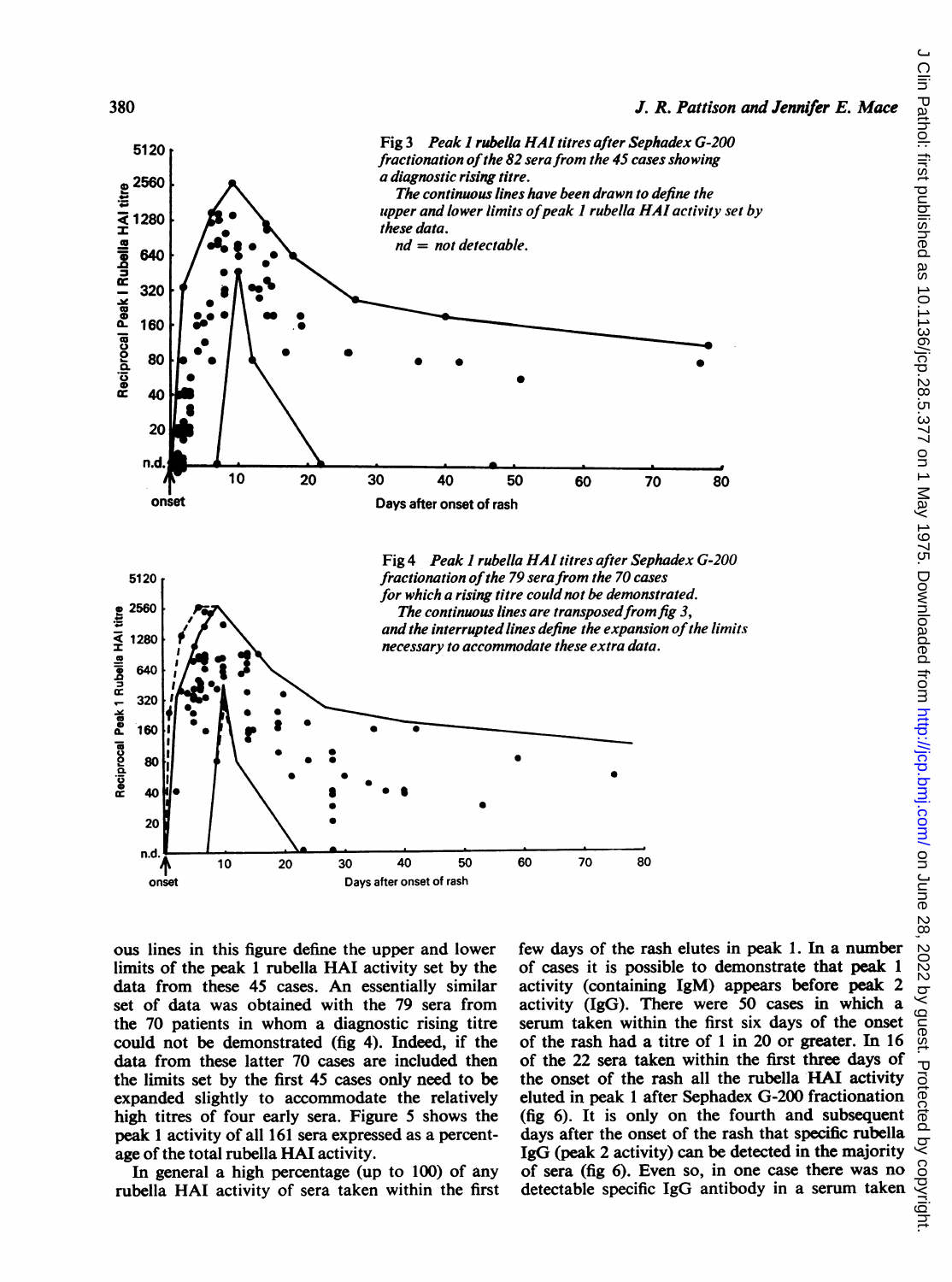Fig 3 *Peak 1 rubella HAI titres after Sephadex G-200 fractionation of the 82 sera from the 45 cases showing a diagnostic rising titre.*
*The continuous lines have been drawn to define the upper and lower limits of peak 1 rubella HAI activity set by these data.*
*nd = not detectable.*

Fig 4 *Peak 1 rubella HAI titres after Sephadex G-200 fractionation of the 79 sera from the 70 cases for which a rising titre could not be demonstrated.*
*The continuous lines are transposed from fig 3, and the interrupted lines define the expansion of the limits necessary to accommodate these extra data.*

ous lines in this figure define the upper and lower limits of the peak 1 rubella HAI activity set by the data from these 45 cases. An essentially similar set of data was obtained with the 79 sera from the 70 patients in whom a diagnostic rising titre could not be demonstrated (fig 4). Indeed, if the data from these latter 70 cases are included then the limits set by the first 45 cases only need to be expanded slightly to accommodate the relatively high titres of four early sera. Figure 5 shows the peak 1 activity of all 161 sera expressed as a percentage of the total rubella HAI activity.

In general a high percentage (up to 100) of any rubella HAI activity of sera taken within the first few days of the rash elutes in peak 1. In a number of cases it is possible to demonstrate that peak 1 activity (containing IgM) appears before peak 2 activity (IgG). There were 50 cases in which a serum taken within the first six days of the onset of the rash had a titre of 1 in 20 or greater. In 16 of the 22 sera taken within the first three days of the onset of the rash all the rubella HAI activity eluted in peak 1 after Sephadex G-200 fractionation (fig 6). It is only on the fourth and subsequent days after the onset of the rash that specific rubella IgG (peak 2 activity) can be detected in the majority of sera (fig 6). Even so, in one case there was no detectable specific IgG antibody in a serum taken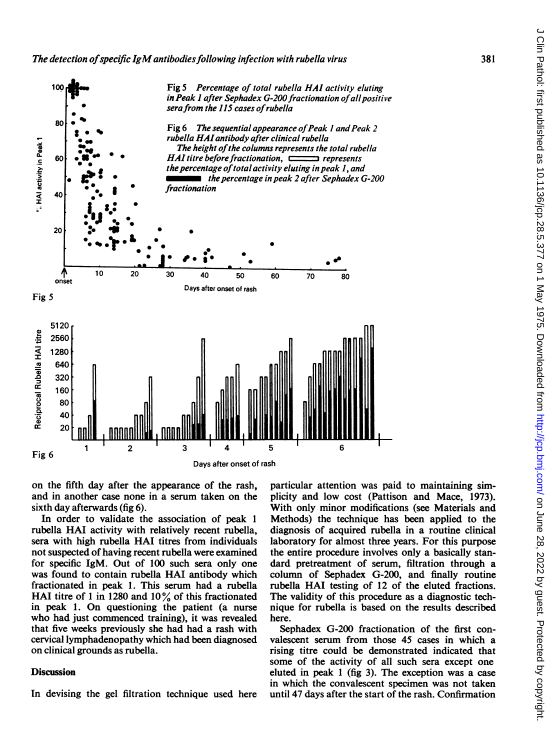Fig 5 *Percentage of total rubella HAI activity eluting in Peak 1 after Sephadex G-200 fractionation of all positive sera from the 115 cases of rubella*

Fig 6 *The sequential appearance of Peak 1 and Peak 2 rubella HAI antibody after clinical rubella*

*The height of the columns represents the total rubella HAI titre before fractionation,* ▭ *represents the percentage of total activity eluting in peak 1, and* ▬ *the percentage in peak 2 after Sephadex G-200 fractionation*

on the fifth day after the appearance of the rash, and in another case none in a serum taken on the sixth day afterwards (fig 6).

In order to validate the association of peak 1 rubella HAI activity with relatively recent rubella, sera with high rubella HAI titres from individuals not suspected of having recent rubella were examined for specific IgM. Out of 100 such sera only one was found to contain rubella HAI antibody which fractionated in peak 1. This serum had a rubella HAI titre of 1 in 1280 and 10% of this fractionated in peak 1. On questioning the patient (a nurse who had just commenced training), it was revealed that five weeks previously she had had a rash with cervical lymphadenopathy which had been diagnosed on clinical grounds as rubella.

## Discussion

In devising the gel filtration technique used here particular attention was paid to maintaining simplicity and low cost (Pattison and Mace, 1973). With only minor modifications (see Materials and Methods) the technique has been applied to the diagnosis of acquired rubella in a routine clinical laboratory for almost three years. For this purpose the entire procedure involves only a basically standard pretreatment of serum, filtration through a column of Sephadex G-200, and finally routine rubella HAI testing of 12 of the eluted fractions. The validity of this procedure as a diagnostic technique for rubella is based on the results described here.

Sephadex G-200 fractionation of the first convalescent serum from those 45 cases in which a rising titre could be demonstrated indicated that some of the activity of all such sera except one eluted in peak 1 (fig 3). The exception was a case in which the convalescent specimen was not taken until 47 days after the start of the rash. Confirmation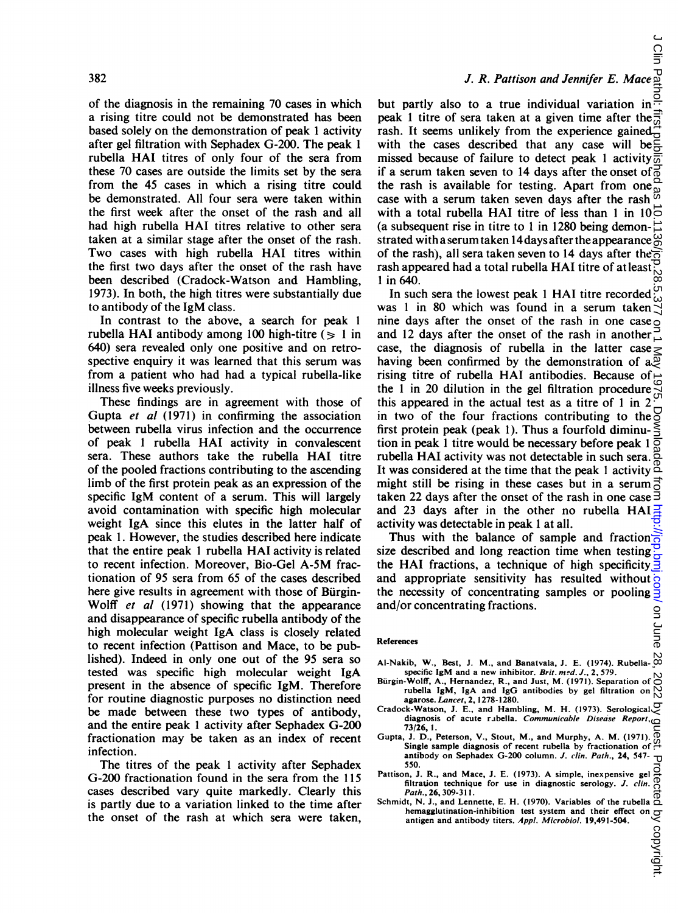of the diagnosis in the remaining 70 cases in which a rising titre could not be demonstrated has been based solely on the demonstration of peak 1 activity after gel filtration with Sephadex G-200. The peak 1 rubella HAI titres of only four of the sera from these 70 cases are outside the limits set by the sera from the 45 cases in which a rising titre could be demonstrated. All four sera were taken within the first week after the onset of the rash and all had high rubella HAI titres relative to other sera taken at a similar stage after the onset of the rash. Two cases with high rubella HAI titres within the first two days after the onset of the rash have been described (Cradock-Watson and Hambling, 1973). In both, the high titres were substantially due to antibody of the IgM class.

In contrast to the above, a search for peak 1 rubella HAI antibody among 100 high-titre ($\geqslant$ 1 in 640) sera revealed only one positive and on retrospective enquiry it was learned that this serum was from a patient who had had a typical rubella-like illness five weeks previously.

These findings are in agreement with those of Gupta *et al* (1971) in confirming the association between rubella virus infection and the occurrence of peak 1 rubella HAI activity in convalescent sera. These authors take the rubella HAI titre of the pooled fractions contributing to the ascending limb of the first protein peak as an expression of the specific IgM content of a serum. This will largely avoid contamination with specific high molecular weight IgA since this elutes in the latter half of peak 1. However, the studies described here indicate that the entire peak 1 rubella HAI activity is related to recent infection. Moreover, Bio-Gel A-5M fractionation of 95 sera from 65 of the cases described here give results in agreement with those of Bürgin-Wolff *et al* (1971) showing that the appearance and disappearance of specific rubella antibody of the high molecular weight IgA class is closely related to recent infection (Pattison and Mace, to be published). Indeed in only one out of the 95 sera so tested was specific high molecular weight IgA present in the absence of specific IgM. Therefore for routine diagnostic purposes no distinction need be made between these two types of antibody, and the entire peak 1 activity after Sephadex G-200 fractionation may be taken as an index of recent infection.

The titres of the peak 1 activity after Sephadex G-200 fractionation found in the sera from the 115 cases described vary quite markedly. Clearly this is partly due to a variation linked to the time after the onset of the rash at which sera were taken, but partly also to a true individual variation in peak 1 titre of sera taken at a given time after the rash. It seems unlikely from the experience gained with the cases described that any case will be missed because of failure to detect peak 1 activity if a serum taken seven to 14 days after the onset of the rash is available for testing. Apart from one case with a serum taken seven days after the rash with a total rubella HAI titre of less than 1 in 10 (a subsequent rise in titre to 1 in 1280 being demonstrated with a serum taken 14 days after the appearance of the rash), all sera taken seven to 14 days after the rash appeared had a total rubella HAI titre of at least 1 in 640.

In such sera the lowest peak 1 HAI titre recorded was 1 in 80 which was found in a serum taken nine days after the onset of the rash in one case and 12 days after the onset of the rash in another case, the diagnosis of rubella in the latter case having been confirmed by the demonstration of a rising titre of rubella HAI antibodies. Because of the 1 in 20 dilution in the gel filtration procedure this appeared in the actual test as a titre of 1 in 2 in two of the four fractions contributing to the first protein peak (peak 1). Thus a fourfold diminution in peak 1 titre would be necessary before peak 1 rubella HAI activity was not detectable in such sera. It was considered at the time that the peak 1 activity might still be rising in these cases but in a serum taken 22 days after the onset of the rash in one case and 23 days after in the other no rubella HAI activity was detectable in peak 1 at all.

Thus with the balance of sample and fraction size described and long reaction time when testing the HAI fractions, a technique of high specificity and appropriate sensitivity has resulted without the necessity of concentrating samples or pooling and/or concentrating fractions.

## References

Al-Nakib, W., Best, J. M., and Banatvala, J. E. (1974). Rubella-specific IgM and a new inhibitor. *Brit. med. J.*, **2**, 579.

Bürgin-Wolff, A., Hernandez, R., and Just, M. (1971). Separation of rubella IgM, IgA and IgG antibodies by gel filtration on agarose. *Lancet*, **2**, 1278-1280.

Cradock-Watson, J. E., and Hambling, M. H. (1973). Serological diagnosis of acute rubella. *Communicable Disease Report*, 73/26, 1.

Gupta, J. D., Peterson, V., Stout, M., and Murphy, A. M. (1971). Single sample diagnosis of recent rubella by fractionation of antibody on Sephadex G-200 column. *J. clin. Path.*, **24**, 547-550.

Pattison, J. R., and Mace, J. E. (1973). A simple, inexpensive gel filtration technique for use in diagnostic serology. *J. clin. Path.*, **26**, 309-311.

Schmidt, N. J., and Lennette, E. H. (1970). Variables of the rubella hemagglutination-inhibition test system and their effect on antigen and antibody titers. *Appl. Microbiol.* **19**, 491-504.